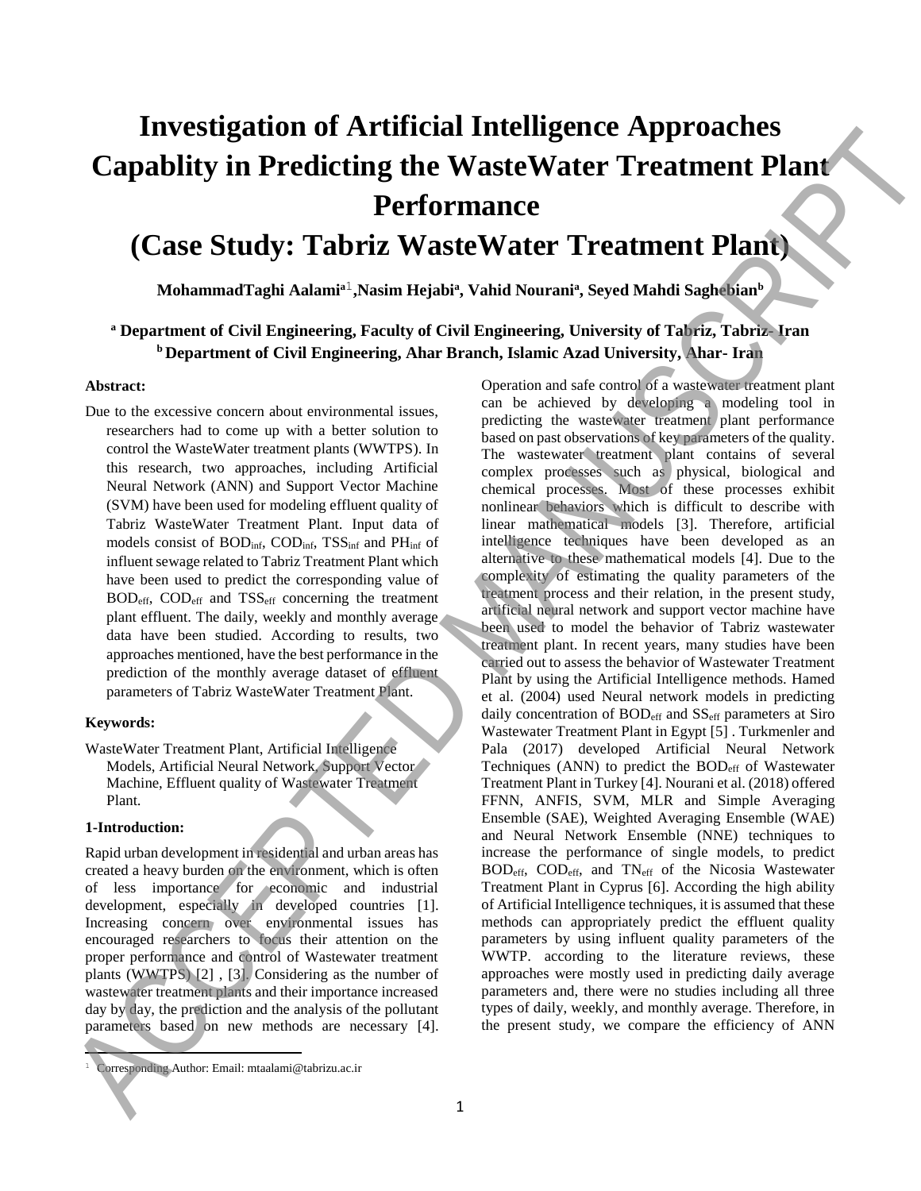# Investigation of Artificial Intelligence Approaches Capablity in Predicting the WasteWater Treatment Plant Performance (Case Study: Tabriz WasteWater Treatment Plant)

**MohammadTaghi Aalami[a][1], Nasim Hejabi[a], Vahid Nourani[a], Seyed Mahdi Saghebian[b]**

**[a] Department of Civil Engineering, Faculty of Civil Engineering, University of Tabriz, Tabriz- Iran**
**[b] Department of Civil Engineering, Ahar Branch, Islamic Azad University, Ahar- Iran**

**Abstract:**

Due to the excessive concern about environmental issues, researchers had to come up with a better solution to control the WasteWater treatment plants (WWTPS). In this research, two approaches, including Artificial Neural Network (ANN) and Support Vector Machine (SVM) have been used for modeling effluent quality of Tabriz WasteWater Treatment Plant. Input data of models consist of $BOD_{inf}$, $COD_{inf}$, $TSS_{inf}$ and $PH_{inf}$ of influent sewage related to Tabriz Treatment Plant which have been used to predict the corresponding value of $BOD_{eff}$, $COD_{eff}$ and $TSS_{eff}$ concerning the treatment plant effluent. The daily, weekly and monthly average data have been studied. According to results, two approaches mentioned, have the best performance in the prediction of the monthly average dataset of effluent parameters of Tabriz WasteWater Treatment Plant.

**Keywords:**

WasteWater Treatment Plant, Artificial Intelligence Models, Artificial Neural Network, Support Vector Machine, Effluent quality of Wastewater Treatment Plant.

**1-Introduction:**

Rapid urban development in residential and urban areas has created a heavy burden on the environment, which is often of less importance for economic and industrial development, especially in developed countries [1]. Increasing concern over environmental issues has encouraged researchers to focus their attention on the proper performance and control of Wastewater treatment plants (WWTPS) [2] , [3]. Considering as the number of wastewater treatment plants and their importance increased day by day, the prediction and the analysis of the pollutant parameters based on new methods are necessary [4]. Operation and safe control of a wastewater treatment plant can be achieved by developing a modeling tool in predicting the wastewater treatment plant performance based on past observations of key parameters of the quality. The wastewater treatment plant contains of several complex processes such as physical, biological and chemical processes. Most of these processes exhibit nonlinear behaviors which is difficult to describe with linear mathematical models [3]. Therefore, artificial intelligence techniques have been developed as an alternative to these mathematical models [4]. Due to the complexity of estimating the quality parameters of the treatment process and their relation, in the present study, artificial neural network and support vector machine have been used to model the behavior of Tabriz wastewater treatment plant. In recent years, many studies have been carried out to assess the behavior of Wastewater Treatment Plant by using the Artificial Intelligence methods. Hamed et al. (2004) used Neural network models in predicting daily concentration of $BOD_{eff}$ and $SS_{eff}$ parameters at Siro Wastewater Treatment Plant in Egypt [5] . Turkmenler and Pala (2017) developed Artificial Neural Network Techniques (ANN) to predict the $BOD_{eff}$ of Wastewater Treatment Plant in Turkey [4]. Nourani et al. (2018) offered FFNN, ANFIS, SVM, MLR and Simple Averaging Ensemble (SAE), Weighted Averaging Ensemble (WAE) and Neural Network Ensemble (NNE) techniques to increase the performance of single models, to predict $BOD_{eff}$, $COD_{eff}$, and $TN_{eff}$ of the Nicosia Wastewater Treatment Plant in Cyprus [6]. According the high ability of Artificial Intelligence techniques, it is assumed that these methods can appropriately predict the effluent quality parameters by using influent quality parameters of the WWTP. according to the literature reviews, these approaches were mostly used in predicting daily average parameters and, there were no studies including all three types of daily, weekly, and monthly average. Therefore, in the present study, we compare the efficiency of ANN

[1] Corresponding Author: Email: mtaalami@tabrizu.ac.ir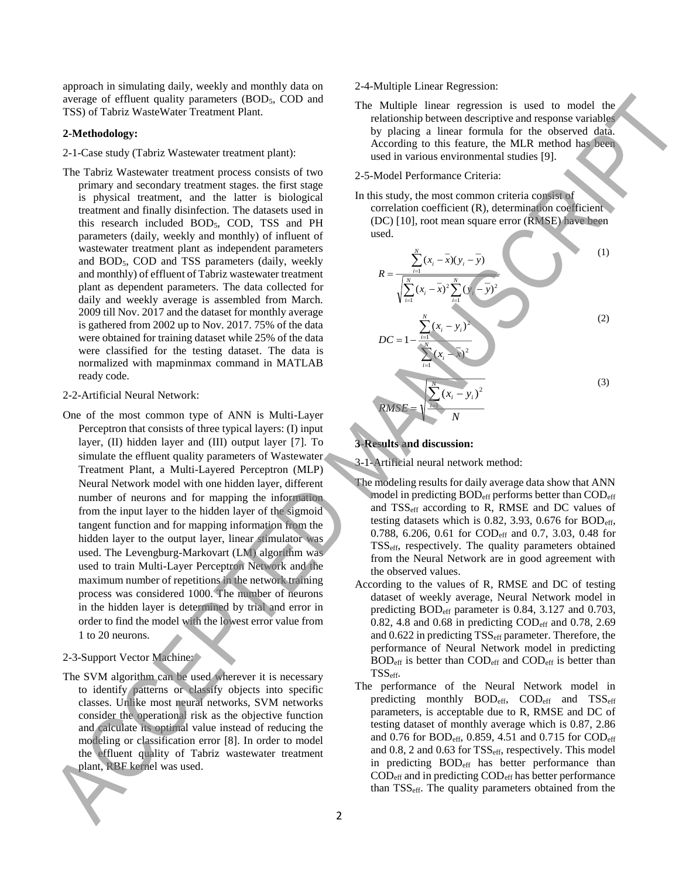approach in simulating daily, weekly and monthly data on average of effluent quality parameters ($BOD_5$, COD and TSS) of Tabriz WasteWater Treatment Plant.

## 2-Methodology:

2-1-Case study (Tabriz Wastewater treatment plant):

The Tabriz Wastewater treatment process consists of two primary and secondary treatment stages. the first stage is physical treatment, and the latter is biological treatment and finally disinfection. The datasets used in this research included $BOD_5$, COD, TSS and PH parameters (daily, weekly and monthly) of influent of wastewater treatment plant as independent parameters and $BOD_5$, COD and TSS parameters (daily, weekly and monthly) of effluent of Tabriz wastewater treatment plant as dependent parameters. The data collected for daily and weekly average is assembled from March. 2009 till Nov. 2017 and the dataset for monthly average is gathered from 2002 up to Nov. 2017. 75% of the data were obtained for training dataset while 25% of the data were classified for the testing dataset. The data is normalized with mapminmax command in MATLAB ready code.

2-2-Artificial Neural Network:

One of the most common type of ANN is Multi-Layer Perceptron that consists of three typical layers: (I) input layer, (II) hidden layer and (III) output layer [7]. To simulate the effluent quality parameters of Wastewater Treatment Plant, a Multi-Layered Perceptron (MLP) Neural Network model with one hidden layer, different number of neurons and for mapping the information from the input layer to the hidden layer of the sigmoid tangent function and for mapping information from the hidden layer to the output layer, linear stimulator was used. The Levengburg-Markovart (LM) algorithm was used to train Multi-Layer Perceptron Network and the maximum number of repetitions in the network training process was considered 1000. The number of neurons in the hidden layer is determined by trial and error in order to find the model with the lowest error value from 1 to 20 neurons.

2-3-Support Vector Machine:

The SVM algorithm can be used wherever it is necessary to identify patterns or classify objects into specific classes. Unlike most neural networks, SVM networks consider the operational risk as the objective function and calculate its optimal value instead of reducing the modeling or classification error [8]. In order to model the effluent quality of Tabriz wastewater treatment plant, RBF kernel was used.

2-4-Multiple Linear Regression:

The Multiple linear regression is used to model the relationship between descriptive and response variables by placing a linear formula for the observed data. According to this feature, the MLR method has been used in various environmental studies [9].

2-5-Model Performance Criteria:

In this study, the most common criteria consist of correlation coefficient (R), determination coefficient (DC) [10], root mean square error (RMSE) have been used.

$$R = \frac{\sum_{i=1}^{N}(x_i - \bar{x})(y_i - \bar{y})}{\sqrt{\sum_{i=1}^{N}(x_i - \bar{x})^2 \sum_{i=1}^{N}(y_i - \bar{y})^2}} \tag{1}$$

$$DC = 1 - \frac{\sum_{i=1}^{N}(x_i - y_i)^2}{\sum_{i=1}^{N}(x_i - \bar{x})^2} \tag{2}$$

$$RMSE = \sqrt{\frac{\sum_{i=1}^{N}(x_i - y_i)^2}{N}} \tag{3}$$

## 3-Results and discussion:

3-1-Artificial neural network method:

The modeling results for daily average data show that ANN model in predicting $BOD_{eff}$ performs better than $COD_{eff}$ and $TSS_{eff}$ according to R, RMSE and DC values of testing datasets which is 0.82, 3.93, 0.676 for $BOD_{eff}$, 0.788, 6.206, 0.61 for $COD_{eff}$ and 0.7, 3.03, 0.48 for $TSS_{eff}$, respectively. The quality parameters obtained from the Neural Network are in good agreement with the observed values.

According to the values of R, RMSE and DC of testing dataset of weekly average, Neural Network model in predicting $BOD_{eff}$ parameter is 0.84, 3.127 and 0.703, 0.82, 4.8 and 0.68 in predicting $COD_{eff}$ and 0.78, 2.69 and 0.622 in predicting $TSS_{eff}$ parameter. Therefore, the performance of Neural Network model in predicting $BOD_{eff}$ is better than $COD_{eff}$ and $COD_{eff}$ is better than $TSS_{eff}$.

The performance of the Neural Network model in predicting monthly $BOD_{eff}$, $COD_{eff}$ and $TSS_{eff}$ parameters, is acceptable due to R, RMSE and DC of testing dataset of monthly average which is 0.87, 2.86 and 0.76 for $BOD_{eff}$, 0.859, 4.51 and 0.715 for $COD_{eff}$ and 0.8, 2 and 0.63 for $TSS_{eff}$, respectively. This model in predicting $BOD_{eff}$ has better performance than $COD_{eff}$ and in predicting $COD_{eff}$ has better performance than $TSS_{eff}$. The quality parameters obtained from the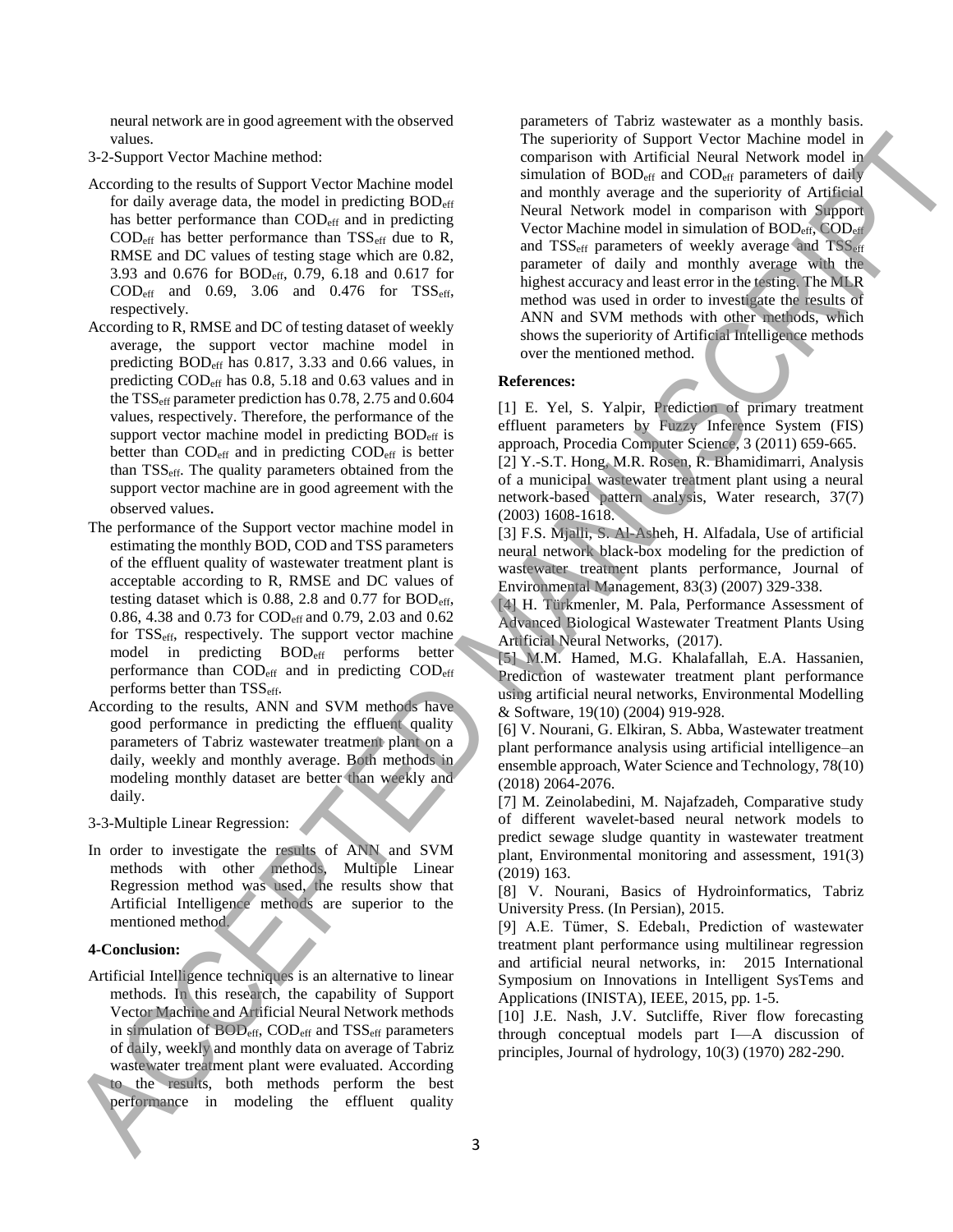neural network are in good agreement with the observed values.

3-2-Support Vector Machine method:

According to the results of Support Vector Machine model for daily average data, the model in predicting $BOD_{eff}$ has better performance than $COD_{eff}$ and in predicting $COD_{eff}$ has better performance than $TSS_{eff}$ due to R, RMSE and DC values of testing stage which are 0.82, 3.93 and 0.676 for $BOD_{eff}$, 0.79, 6.18 and 0.617 for $COD_{eff}$ and 0.69, 3.06 and 0.476 for $TSS_{eff}$, respectively.

According to R, RMSE and DC of testing dataset of weekly average, the support vector machine model in predicting $BOD_{eff}$ has 0.817, 3.33 and 0.66 values, in predicting $COD_{eff}$ has 0.8, 5.18 and 0.63 values and in the $TSS_{eff}$ parameter prediction has 0.78, 2.75 and 0.604 values, respectively. Therefore, the performance of the support vector machine model in predicting $BOD_{eff}$ is better than $COD_{eff}$ and in predicting $COD_{eff}$ is better than $TSS_{eff}$. The quality parameters obtained from the support vector machine are in good agreement with the observed values.

The performance of the Support vector machine model in estimating the monthly BOD, COD and TSS parameters of the effluent quality of wastewater treatment plant is acceptable according to R, RMSE and DC values of testing dataset which is 0.88, 2.8 and 0.77 for $BOD_{eff}$, 0.86, 4.38 and 0.73 for $COD_{eff}$ and 0.79, 2.03 and 0.62 for $TSS_{eff}$, respectively. The support vector machine model in predicting $BOD_{eff}$ performs better performance than $COD_{eff}$ and in predicting $COD_{eff}$ performs better than $TSS_{eff}$.

According to the results, ANN and SVM methods have good performance in predicting the effluent quality parameters of Tabriz wastewater treatment plant on a daily, weekly and monthly average. Both methods in modeling monthly dataset are better than weekly and daily.

3-3-Multiple Linear Regression:

In order to investigate the results of ANN and SVM methods with other methods, Multiple Linear Regression method was used, the results show that Artificial Intelligence methods are superior to the mentioned method.

**4-Conclusion:**

Artificial Intelligence techniques is an alternative to linear methods. In this research, the capability of Support Vector Machine and Artificial Neural Network methods in simulation of $BOD_{eff}$, $COD_{eff}$ and $TSS_{eff}$ parameters of daily, weekly and monthly data on average of Tabriz wastewater treatment plant were evaluated. According to the results, both methods perform the best performance in modeling the effluent quality parameters of Tabriz wastewater as a monthly basis. The superiority of Support Vector Machine model in comparison with Artificial Neural Network model in simulation of $BOD_{eff}$ and $COD_{eff}$ parameters of daily and monthly average and the superiority of Artificial Neural Network model in comparison with Support Vector Machine model in simulation of $BOD_{eff}$, $COD_{eff}$ and $TSS_{eff}$ parameters of weekly average and $TSS_{eff}$ parameter of daily and monthly average with the highest accuracy and least error in the testing. The MLR method was used in order to investigate the results of ANN and SVM methods with other methods, which shows the superiority of Artificial Intelligence methods over the mentioned method.

**References:**

[1] E. Yel, S. Yalpir, Prediction of primary treatment effluent parameters by Fuzzy Inference System (FIS) approach, Procedia Computer Science, 3 (2011) 659-665.

[2] Y.-S.T. Hong, M.R. Rosen, R. Bhamidimarri, Analysis of a municipal wastewater treatment plant using a neural network-based pattern analysis, Water research, 37(7) (2003) 1608-1618.

[3] F.S. Mjalli, S. Al-Asheh, H. Alfadala, Use of artificial neural network black-box modeling for the prediction of wastewater treatment plants performance, Journal of Environmental Management, 83(3) (2007) 329-338.

[4] H. Türkmenler, M. Pala, Performance Assessment of Advanced Biological Wastewater Treatment Plants Using Artificial Neural Networks, (2017).

[5] M.M. Hamed, M.G. Khalafallah, E.A. Hassanien, Prediction of wastewater treatment plant performance using artificial neural networks, Environmental Modelling & Software, 19(10) (2004) 919-928.

[6] V. Nourani, G. Elkiran, S. Abba, Wastewater treatment plant performance analysis using artificial intelligence–an ensemble approach, Water Science and Technology, 78(10) (2018) 2064-2076.

[7] M. Zeinolabedini, M. Najafzadeh, Comparative study of different wavelet-based neural network models to predict sewage sludge quantity in wastewater treatment plant, Environmental monitoring and assessment, 191(3) (2019) 163.

[8] V. Nourani, Basics of Hydroinformatics, Tabriz University Press. (In Persian), 2015.

[9] A.E. Tümer, S. Edebalı, Prediction of wastewater treatment plant performance using multilinear regression and artificial neural networks, in: 2015 International Symposium on Innovations in Intelligent SysTems and Applications (INISTA), IEEE, 2015, pp. 1-5.

[10] J.E. Nash, J.V. Sutcliffe, River flow forecasting through conceptual models part I—A discussion of principles, Journal of hydrology, 10(3) (1970) 282-290.